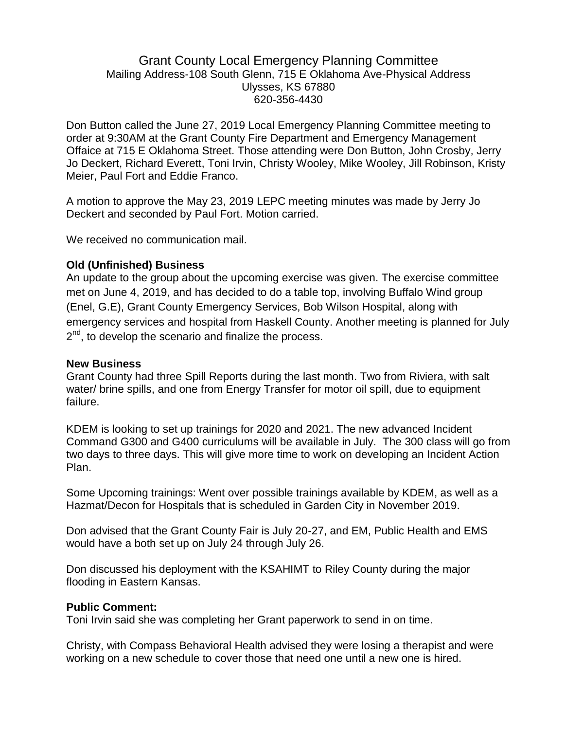# Grant County Local Emergency Planning Committee

Mailing Address-108 South Glenn, 715 E Oklahoma Ave-Physical Address
Ulysses, KS 67880
620-356-4430

Don Button called the June 27, 2019 Local Emergency Planning Committee meeting to order at 9:30AM at the Grant County Fire Department and Emergency Management Offaice at 715 E Oklahoma Street. Those attending were Don Button, John Crosby, Jerry Jo Deckert, Richard Everett, Toni Irvin, Christy Wooley, Mike Wooley, Jill Robinson, Kristy Meier, Paul Fort and Eddie Franco.

A motion to approve the May 23, 2019 LEPC meeting minutes was made by Jerry Jo Deckert and seconded by Paul Fort. Motion carried.

We received no communication mail.

**Old (Unfinished) Business**

An update to the group about the upcoming exercise was given. The exercise committee met on June 4, 2019, and has decided to do a table top, involving Buffalo Wind group (Enel, G.E), Grant County Emergency Services, Bob Wilson Hospital, along with emergency services and hospital from Haskell County. Another meeting is planned for July 2nd, to develop the scenario and finalize the process.

**New Business**

Grant County had three Spill Reports during the last month. Two from Riviera, with salt water/ brine spills, and one from Energy Transfer for motor oil spill, due to equipment failure.

KDEM is looking to set up trainings for 2020 and 2021. The new advanced Incident Command G300 and G400 curriculums will be available in July. The 300 class will go from two days to three days. This will give more time to work on developing an Incident Action Plan.

Some Upcoming trainings: Went over possible trainings available by KDEM, as well as a Hazmat/Decon for Hospitals that is scheduled in Garden City in November 2019.

Don advised that the Grant County Fair is July 20-27, and EM, Public Health and EMS would have a both set up on July 24 through July 26.

Don discussed his deployment with the KSAHIMT to Riley County during the major flooding in Eastern Kansas.

**Public Comment:**

Toni Irvin said she was completing her Grant paperwork to send in on time.

Christy, with Compass Behavioral Health advised they were losing a therapist and were working on a new schedule to cover those that need one until a new one is hired.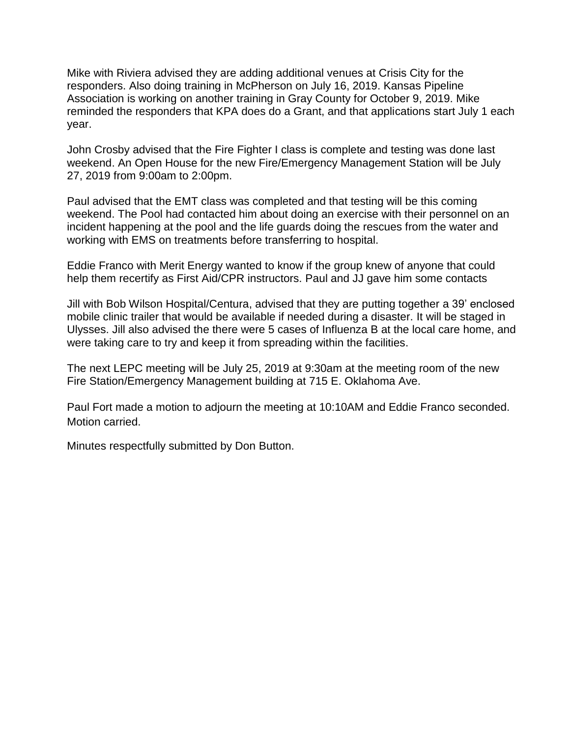Mike with Riviera advised they are adding additional venues at Crisis City for the responders. Also doing training in McPherson on July 16, 2019. Kansas Pipeline Association is working on another training in Gray County for October 9, 2019. Mike reminded the responders that KPA does do a Grant, and that applications start July 1 each year.

John Crosby advised that the Fire Fighter I class is complete and testing was done last weekend. An Open House for the new Fire/Emergency Management Station will be July 27, 2019 from 9:00am to 2:00pm.

Paul advised that the EMT class was completed and that testing will be this coming weekend. The Pool had contacted him about doing an exercise with their personnel on an incident happening at the pool and the life guards doing the rescues from the water and working with EMS on treatments before transferring to hospital.

Eddie Franco with Merit Energy wanted to know if the group knew of anyone that could help them recertify as First Aid/CPR instructors. Paul and JJ gave him some contacts

Jill with Bob Wilson Hospital/Centura, advised that they are putting together a 39' enclosed mobile clinic trailer that would be available if needed during a disaster. It will be staged in Ulysses. Jill also advised the there were 5 cases of Influenza B at the local care home, and were taking care to try and keep it from spreading within the facilities.

The next LEPC meeting will be July 25, 2019 at 9:30am at the meeting room of the new Fire Station/Emergency Management building at 715 E. Oklahoma Ave.

Paul Fort made a motion to adjourn the meeting at 10:10AM and Eddie Franco seconded. Motion carried.

Minutes respectfully submitted by Don Button.